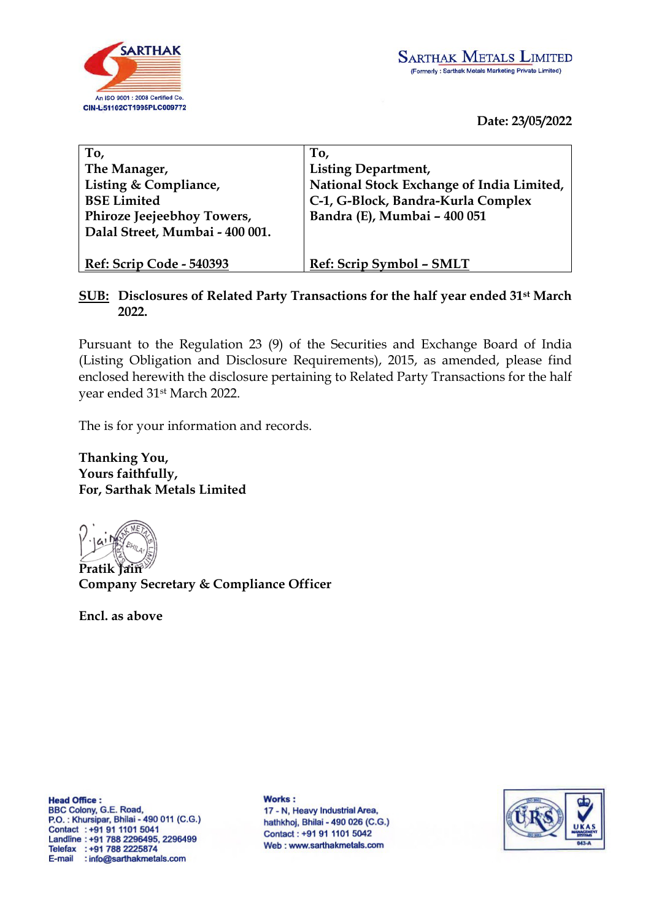SARTHAK

An ISO 9001 : 2008 Certified Co.
CIN-L51102CT1995PLC009772

**SARTHAK METALS LIMITED**
(Formerly : Sarthak Metals Marketing Private Limited)

**Date: 23/05/2022**

| | |
|---|---|
| **To,**<br>**The Manager,**<br>**Listing & Compliance,**<br>**BSE Limited**<br>**Phiroze Jeejeebhoy Towers,**<br>**Dalal Street, Mumbai - 400 001.** | **To,**<br>**Listing Department,**<br>**National Stock Exchange of India Limited,**<br>**C-1, G-Block, Bandra-Kurla Complex**<br>**Bandra (E), Mumbai – 400 051** |
| **Ref: Scrip Code - 540393** | **Ref: Scrip Symbol – SMLT** |

**SUB: Disclosures of Related Party Transactions for the half year ended 31st March 2022.**

Pursuant to the Regulation 23 (9) of the Securities and Exchange Board of India (Listing Obligation and Disclosure Requirements), 2015, as amended, please find enclosed herewith the disclosure pertaining to Related Party Transactions for the half year ended 31st March 2022.

The is for your information and records.

**Thanking You,**
**Yours faithfully,**
**For, Sarthak Metals Limited**

**Pratik Jain**
**Company Secretary & Compliance Officer**

**Encl. as above**

**Head Office :**
BBC Colony, G.E. Road,
P.O. : Khursipar, Bhilai - 490 011 (C.G.)
Contact : +91 91 1101 5041
Landline : +91 788 2296495, 2296499
Telefax : +91 788 2225874
E-mail : info@sarthakmetals.com

**Works :**
17 - N, Heavy Industrial Area,
hathkhoj, Bhilai - 490 026 (C.G.)
Contact : +91 91 1101 5042
Web : www.sarthakmetals.com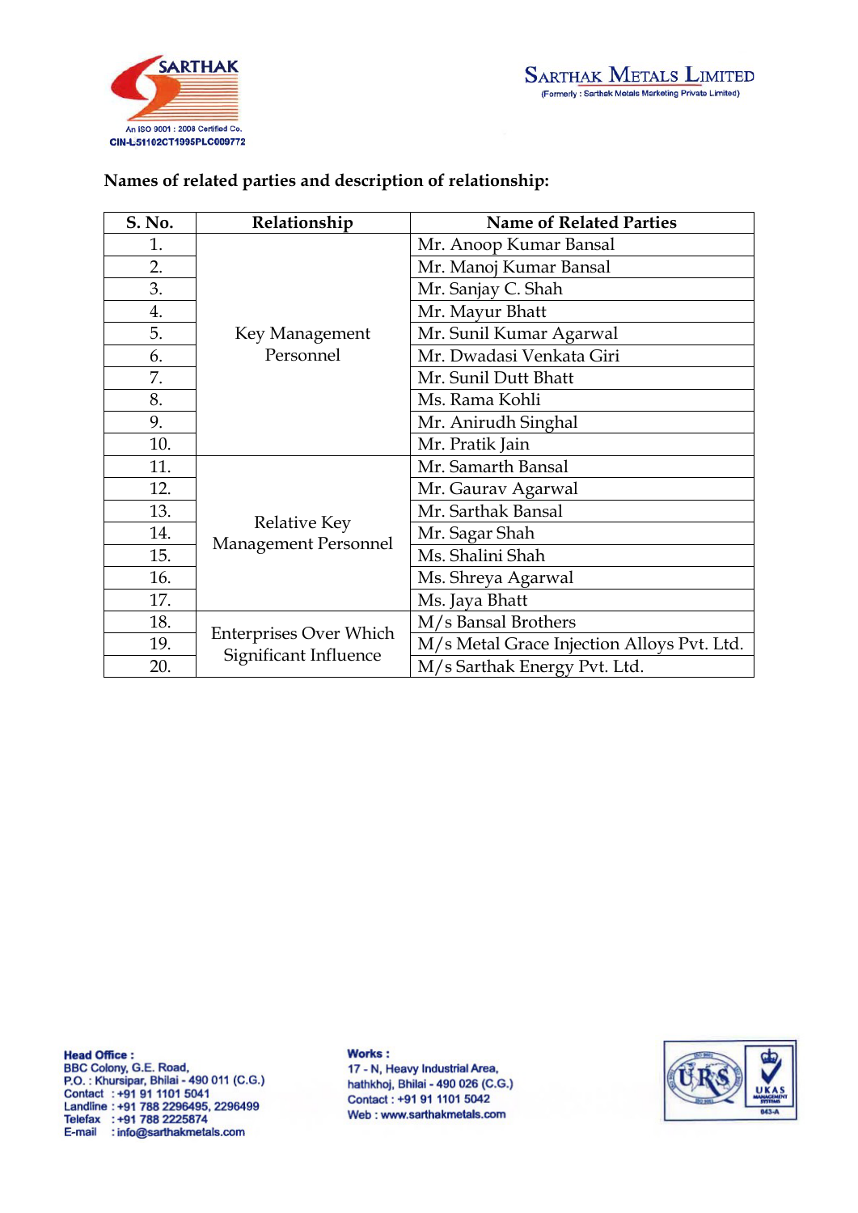**Names of related parties and description of relationship:**

| S. No. | Relationship | Name of Related Parties |
|---|---|---|
| 1. | Key Management Personnel | Mr. Anoop Kumar Bansal |
| 2. | | Mr. Manoj Kumar Bansal |
| 3. | | Mr. Sanjay C. Shah |
| 4. | | Mr. Mayur Bhatt |
| 5. | | Mr. Sunil Kumar Agarwal |
| 6. | | Mr. Dwadasi Venkata Giri |
| 7. | | Mr. Sunil Dutt Bhatt |
| 8. | | Ms. Rama Kohli |
| 9. | | Mr. Anirudh Singhal |
| 10. | | Mr. Pratik Jain |
| 11. | Relative Key Management Personnel | Mr. Samarth Bansal |
| 12. | | Mr. Gaurav Agarwal |
| 13. | | Mr. Sarthak Bansal |
| 14. | | Mr. Sagar Shah |
| 15. | | Ms. Shalini Shah |
| 16. | | Ms. Shreya Agarwal |
| 17. | | Ms. Jaya Bhatt |
| 18. | Enterprises Over Which Significant Influence | M/s Bansal Brothers |
| 19. | | M/s Metal Grace Injection Alloys Pvt. Ltd. |
| 20. | | M/s Sarthak Energy Pvt. Ltd. |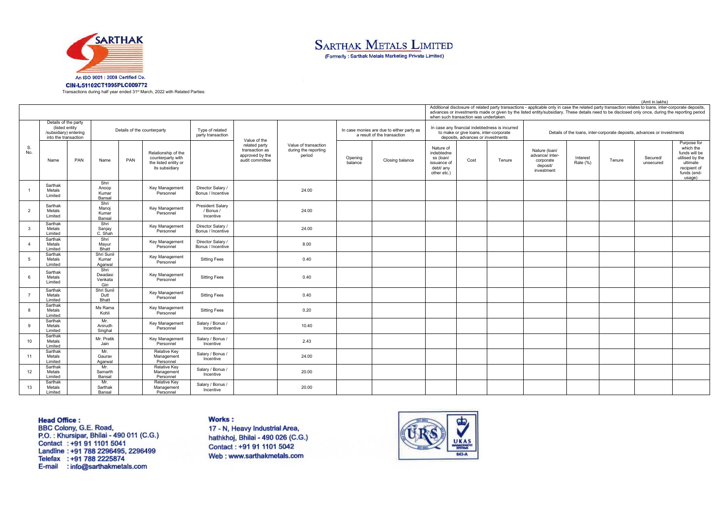# SARTHAK METALS LIMITED

(Formerly : Sarthak Metals Marketing Private Limited)

An ISO 9001 : 2008 Certified Co.

CIN-L51102CT1995PLC009772

Transactions during half year ended 31st March, 2022 with Related Parties:

(Amt in.lakhs)

| S. No. | Details of the party (listed entity /subsidiary) entering into the transaction | | Details of the counterparty | | | Type of related party transaction | Value of the related party transaction as approved by the audit committee | Value of transaction during the reporting period | In case monies are due to either party as a result of the transaction | | Additional disclosure of related party transactions - applicable only in case the related party transaction relates to loans, inter-corporate deposits, advances or investments made or given by the listed entity/subsidiary. These details need to be disclosed only once, during the reporting period when such transaction was undertaken. | | | | | | | |
|---|---|---|---|---|---|---|---|---|---|---|---|---|---|---|---|---|---|---|
| | | | | | | | | | | | In case any financial indebtedness is incurred to make or give loans, inter-corporate deposits, advances or investments | | | Details of the loans, inter-corporate deposits, advances or investments | | | | |
| | Name | PAN | Name | PAN | Relationship of the counterparty with the listed entity or its subsidiary | | | | Opening balance | Closing balance | Nature of indebtedness (loan/ issuance of debt/ any other etc.) | Cost | Tenure | Nature (loan/ advance/ inter-corporate deposit/ investment | Interest Rate (%) | Tenure | Secured/ unsecured | Purpose for which the funds will be utilised by the ultimate recipient of funds (end-usage) |
| 1 | Sarthak Metals Limited | | Shri Anoop Kumar Bansal | | Key Management Personnel | Director Salary / Bonus / Incentive | | 24.00 | | | | | | | | | | |
| 2 | Sarthak Metals Limited | | Shri Manoj Kumar Bansal | | Key Management Personnel | President Salary / Bonus / Incentive | | 24.00 | | | | | | | | | | |
| 3 | Sarthak Metals Limited | | Shri Sanjay C. Shah | | Key Management Personnel | Director Salary / Bonus / Incentive | | 24.00 | | | | | | | | | | |
| 4 | Sarthak Metals Limited | | Shri Mayur Bhatt | | Key Management Personnel | Director Salary / Bonus / Incentive | | 8.00 | | | | | | | | | | |
| 5 | Sarthak Metals Limited | | Shri Sunil Kumar Agarwal | | Key Management Personnel | Sitting Fees | | 0.40 | | | | | | | | | | |
| 6 | Sarthak Metals Limited | | Shri Dwadasi Venkata Giri | | Key Management Personnel | Sitting Fees | | 0.40 | | | | | | | | | | |
| 7 | Sarthak Metals Limited | | Shri Sunil Dutt Bhatt | | Key Management Personnel | Sitting Fees | | 0.40 | | | | | | | | | | |
| 8 | Sarthak Metals Limited | | Ms Rama Kohli | | Key Management Personnel | Sitting Fees | | 0.20 | | | | | | | | | | |
| 9 | Sarthak Metals Limited | | Mr. Anirudh Singhal | | Key Management Personnel | Salary / Bonus / Incentive | | 10.40 | | | | | | | | | | |
| 10 | Sarthak Metals Limited | | Mr. Pratik Jain | | Key Management Personnel | Salary / Bonus / Incentive | | 2.43 | | | | | | | | | | |
| 11 | Sarthak Metals Limited | | Mr. Gaurav Agarwal | | Relative Key Management Personnel | Salary / Bonus / Incentive | | 24.00 | | | | | | | | | | |
| 12 | Sarthak Metals Limited | | Mr. Samarth Bansal | | Relative Key Management Personnel | Salary / Bonus / Incentive | | 20.00 | | | | | | | | | | |
| 13 | Sarthak Metals Limited | | Mr. Sarthak Bansal | | Relative Key Management Personnel | Salary / Bonus / Incentive | | 20.00 | | | | | | | | | | |

**Head Office :**
BBC Colony, G.E. Road,
P.O. : Khursipar, Bhilai - 490 011 (C.G.)
Contact : +91 91 1101 5041
Landline : +91 788 2296495, 2296499
Telefax : +91 788 2225874
E-mail : info@sarthakmetals.com

**Works :**
17 - N, Heavy Industrial Area,
hathkhoj, Bhilai - 490 026 (C.G.)
Contact : +91 91 1101 5042
Web : www.sarthakmetals.com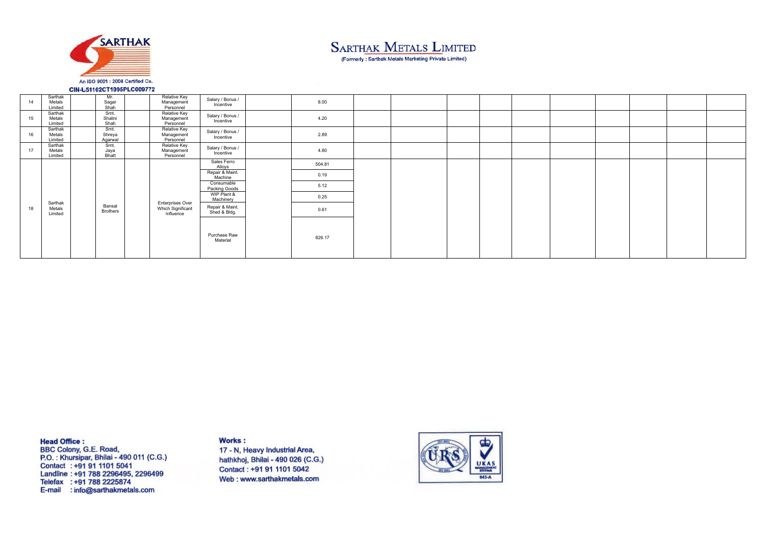| | | | | | | | | | | | | | | | | | | |
|---|---|---|---|---|---|---|---|---|---|---|---|---|---|---|---|---|---|---|
| 14 | Sarthak Metals Limited | | Mr. Sagar Shah | | Relative Key Management Personnel | Salary / Bonus / Incentive | | 8.00 | | | | | | | | | | |
| 15 | Sarthak Metals Limited | | Smt. Shalini Shah | | Relative Key Management Personnel | Salary / Bonus / Incentive | | 4.20 | | | | | | | | | | |
| 16 | Sarthak Metals Limited | | Smt. Shreya Agarwal | | Relative Key Management Personnel | Salary / Bonus / Incentive | | 2.89 | | | | | | | | | | |
| 17 | Sarthak Metals Limited | | Smt. Jaya Bhatt | | Relative Key Management Personnel | Salary / Bonus / Incentive | | 4.80 | | | | | | | | | | |
| 18 | Sarthak Metals Limited | | Bansal Brothers | | Enterprises Over Which Significant Influence | Sales Ferro Alloys | | 504.81 | | | | | | | | | | |
| | | | | | | Repair & Maint. Machine | | 0.19 | | | | | | | | | | |
| | | | | | | Consumable Packing Goods | | 5.12 | | | | | | | | | | |
| | | | | | | WIP Plant & Machinery | | 0.25 | | | | | | | | | | |
| | | | | | | Repair & Maint. Shed & Bldg. | | 0.61 | | | | | | | | | | |
| | | | | | | Purchase Raw Material | | 826.17 | | | | | | | | | | |